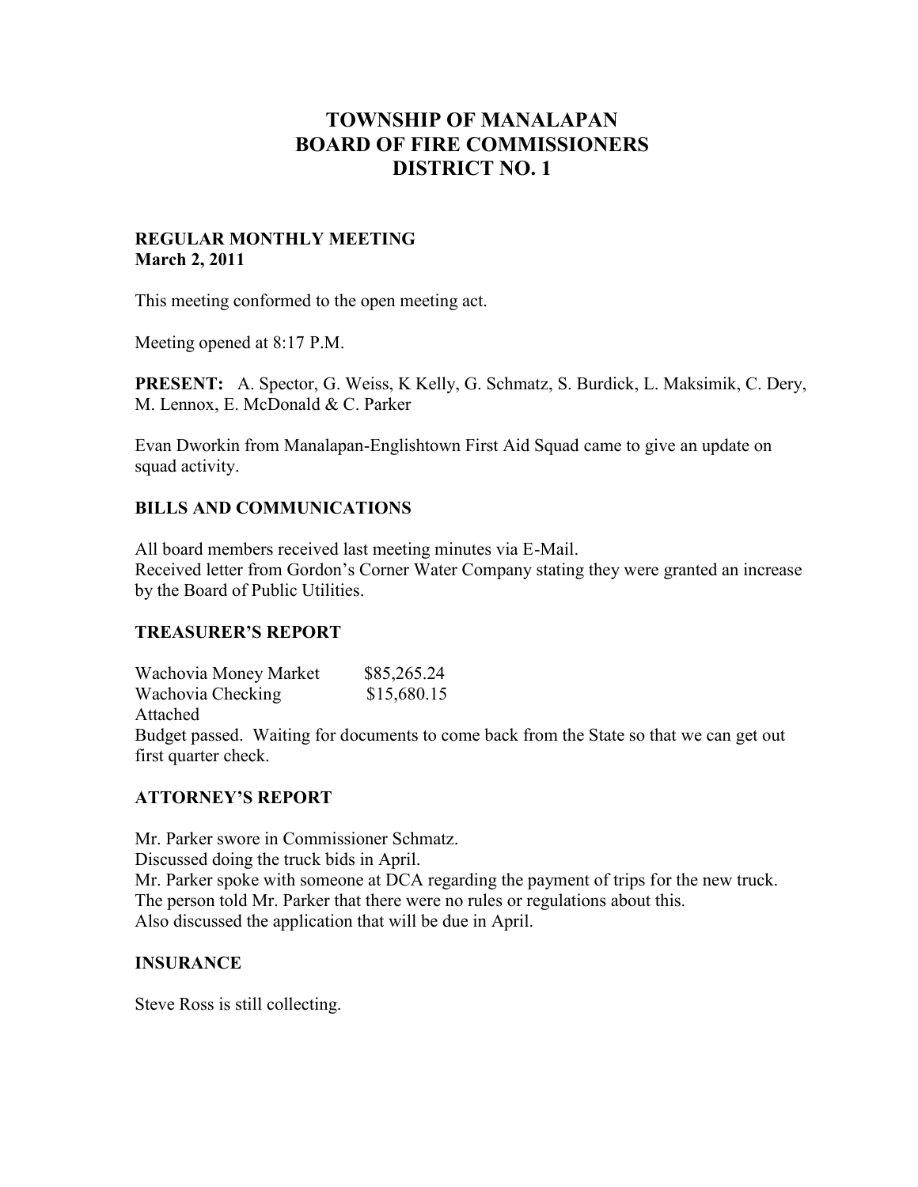# TOWNSHIP OF MANALAPAN
# BOARD OF FIRE COMMISSIONERS
# DISTRICT NO. 1

**REGULAR MONTHLY MEETING**
**March 2, 2011**

This meeting conformed to the open meeting act.

Meeting opened at 8:17 P.M.

**PRESENT:** A. Spector, G. Weiss, K Kelly, G. Schmatz, S. Burdick, L. Maksimik, C. Dery, M. Lennox, E. McDonald & C. Parker

Evan Dworkin from Manalapan-Englishtown First Aid Squad came to give an update on squad activity.

## BILLS AND COMMUNICATIONS

All board members received last meeting minutes via E-Mail.
Received letter from Gordon's Corner Water Company stating they were granted an increase by the Board of Public Utilities.

## TREASURER'S REPORT

Wachovia Money Market $85,265.24
Wachovia Checking $15,680.15
Attached
Budget passed. Waiting for documents to come back from the State so that we can get out first quarter check.

## ATTORNEY'S REPORT

Mr. Parker swore in Commissioner Schmatz.
Discussed doing the truck bids in April.
Mr. Parker spoke with someone at DCA regarding the payment of trips for the new truck.
The person told Mr. Parker that there were no rules or regulations about this.
Also discussed the application that will be due in April.

## INSURANCE

Steve Ross is still collecting.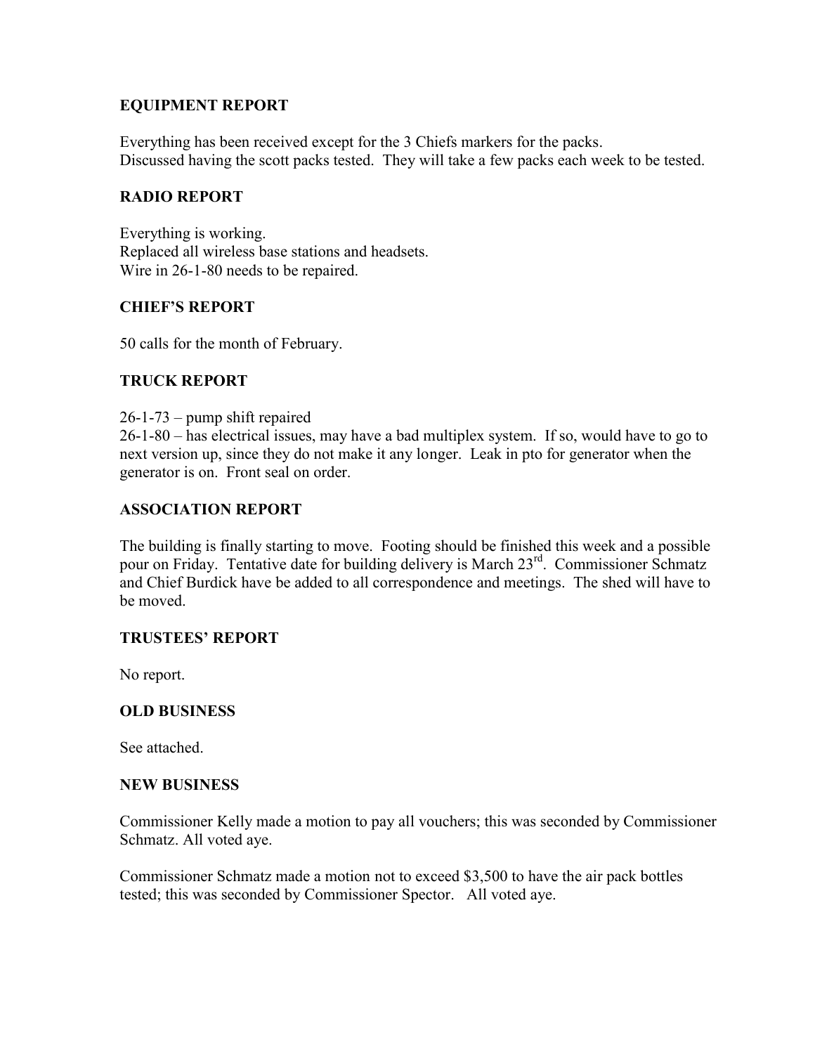**EQUIPMENT REPORT**

Everything has been received except for the 3 Chiefs markers for the packs.
Discussed having the scott packs tested. They will take a few packs each week to be tested.

**RADIO REPORT**

Everything is working.
Replaced all wireless base stations and headsets.
Wire in 26-1-80 needs to be repaired.

**CHIEF'S REPORT**

50 calls for the month of February.

**TRUCK REPORT**

26-1-73 – pump shift repaired
26-1-80 – has electrical issues, may have a bad multiplex system. If so, would have to go to next version up, since they do not make it any longer. Leak in pto for generator when the generator is on. Front seal on order.

**ASSOCIATION REPORT**

The building is finally starting to move. Footing should be finished this week and a possible pour on Friday. Tentative date for building delivery is March 23rd. Commissioner Schmatz and Chief Burdick have be added to all correspondence and meetings. The shed will have to be moved.

**TRUSTEES' REPORT**

No report.

**OLD BUSINESS**

See attached.

**NEW BUSINESS**

Commissioner Kelly made a motion to pay all vouchers; this was seconded by Commissioner Schmatz. All voted aye.

Commissioner Schmatz made a motion not to exceed $3,500 to have the air pack bottles tested; this was seconded by Commissioner Spector. All voted aye.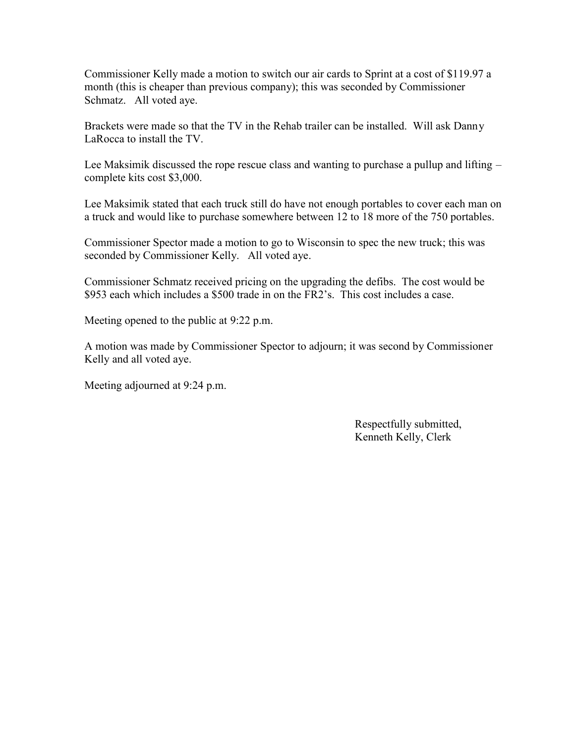Commissioner Kelly made a motion to switch our air cards to Sprint at a cost of $119.97 a month (this is cheaper than previous company); this was seconded by Commissioner Schmatz. All voted aye.

Brackets were made so that the TV in the Rehab trailer can be installed. Will ask Danny LaRocca to install the TV.

Lee Maksimik discussed the rope rescue class and wanting to purchase a pullup and lifting – complete kits cost $3,000.

Lee Maksimik stated that each truck still do have not enough portables to cover each man on a truck and would like to purchase somewhere between 12 to 18 more of the 750 portables.

Commissioner Spector made a motion to go to Wisconsin to spec the new truck; this was seconded by Commissioner Kelly. All voted aye.

Commissioner Schmatz received pricing on the upgrading the defibs. The cost would be $953 each which includes a $500 trade in on the FR2's. This cost includes a case.

Meeting opened to the public at 9:22 p.m.

A motion was made by Commissioner Spector to adjourn; it was second by Commissioner Kelly and all voted aye.

Meeting adjourned at 9:24 p.m.

Respectfully submitted,
Kenneth Kelly, Clerk